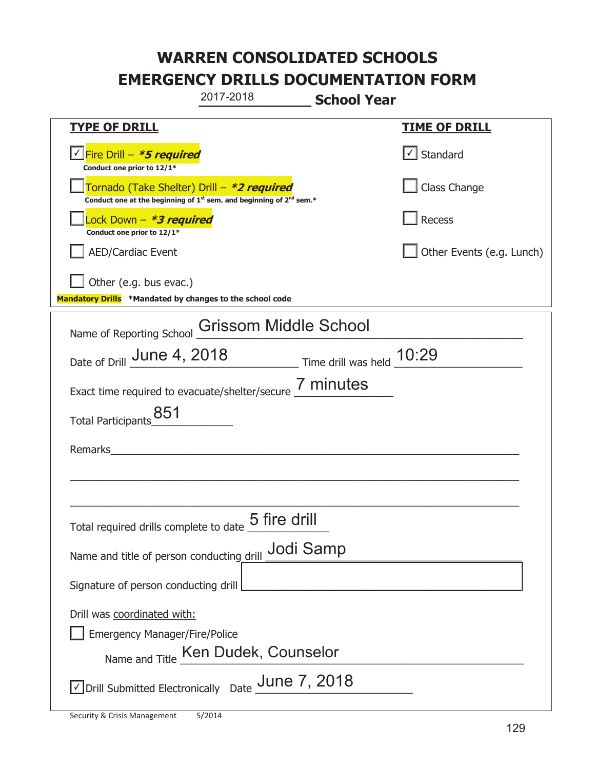# WARREN CONSOLIDATED SCHOOLS
# EMERGENCY DRILLS DOCUMENTATION FORM

2017-2018 **School Year**

| **TYPE OF DRILL** | **TIME OF DRILL** |
|---|---|
| ☑ Fire Drill – ***5 required***<br>**Conduct one prior to 12/1*** | ☑ Standard |
| ☐ Tornado (Take Shelter) Drill – ***2 required***<br>**Conduct one at the beginning of 1st sem. and beginning of 2nd sem.*** | ☐ Class Change |
| ☐ Lock Down – ***3 required***<br>**Conduct one prior to 12/1*** | ☐ Recess |
| ☐ AED/Cardiac Event | ☐ Other Events (e.g. Lunch) |
| ☐ Other (e.g. bus evac.) | |

**Mandatory Drills** ***Mandated by changes to the school code**

Name of Reporting School: Grissom Middle School

Date of Drill: June 4, 2018 Time drill was held: 10:29

Exact time required to evacuate/shelter/secure: 7 minutes

Total Participants: 851

Remarks: ______________________________

Total required drills complete to date: 5 fire drill

Name and title of person conducting drill: Jodi Samp

Signature of person conducting drill: ______________________________

Drill was coordinated with:

☐ Emergency Manager/Fire/Police

Name and Title: Ken Dudek, Counselor

☑ Drill Submitted Electronically Date: June 7, 2018

Security & Crisis Management 5/2014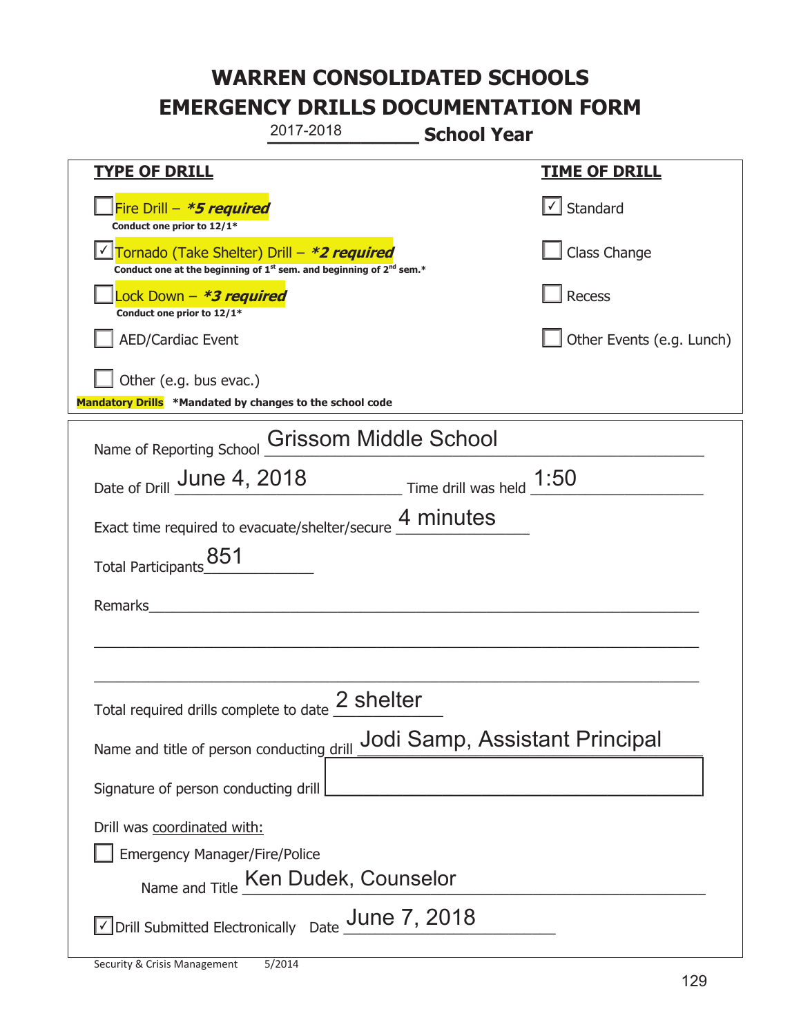# WARREN CONSOLIDATED SCHOOLS
# EMERGENCY DRILLS DOCUMENTATION FORM

2017-2018 **School Year**

| TYPE OF DRILL | TIME OF DRILL |
|---|---|
| ☐ Fire Drill – ***5 required*** Conduct one prior to 12/1* | ☑ Standard |
| ☑ Tornado (Take Shelter) Drill – ***2 required*** Conduct one at the beginning of 1st sem. and beginning of 2nd sem.* | ☐ Class Change |
| ☐ Lock Down – ***3 required*** Conduct one prior to 12/1* | ☐ Recess |
| ☐ AED/Cardiac Event | ☐ Other Events (e.g. Lunch) |
| ☐ Other (e.g. bus evac.) | |

**Mandatory Drills** *Mandated by changes to the school code

Name of Reporting School: Grissom Middle School

Date of Drill: June 4, 2018 Time drill was held: 1:50

Exact time required to evacuate/shelter/secure: 4 minutes

Total Participants: 851

Remarks:

Total required drills complete to date: 2 shelter

Name and title of person conducting drill: Jodi Samp, Assistant Principal

Signature of person conducting drill:

Drill was coordinated with:

☐ Emergency Manager/Fire/Police

Name and Title: Ken Dudek, Counselor

☑ Drill Submitted Electronically Date: June 7, 2018

Security & Crisis Management 5/2014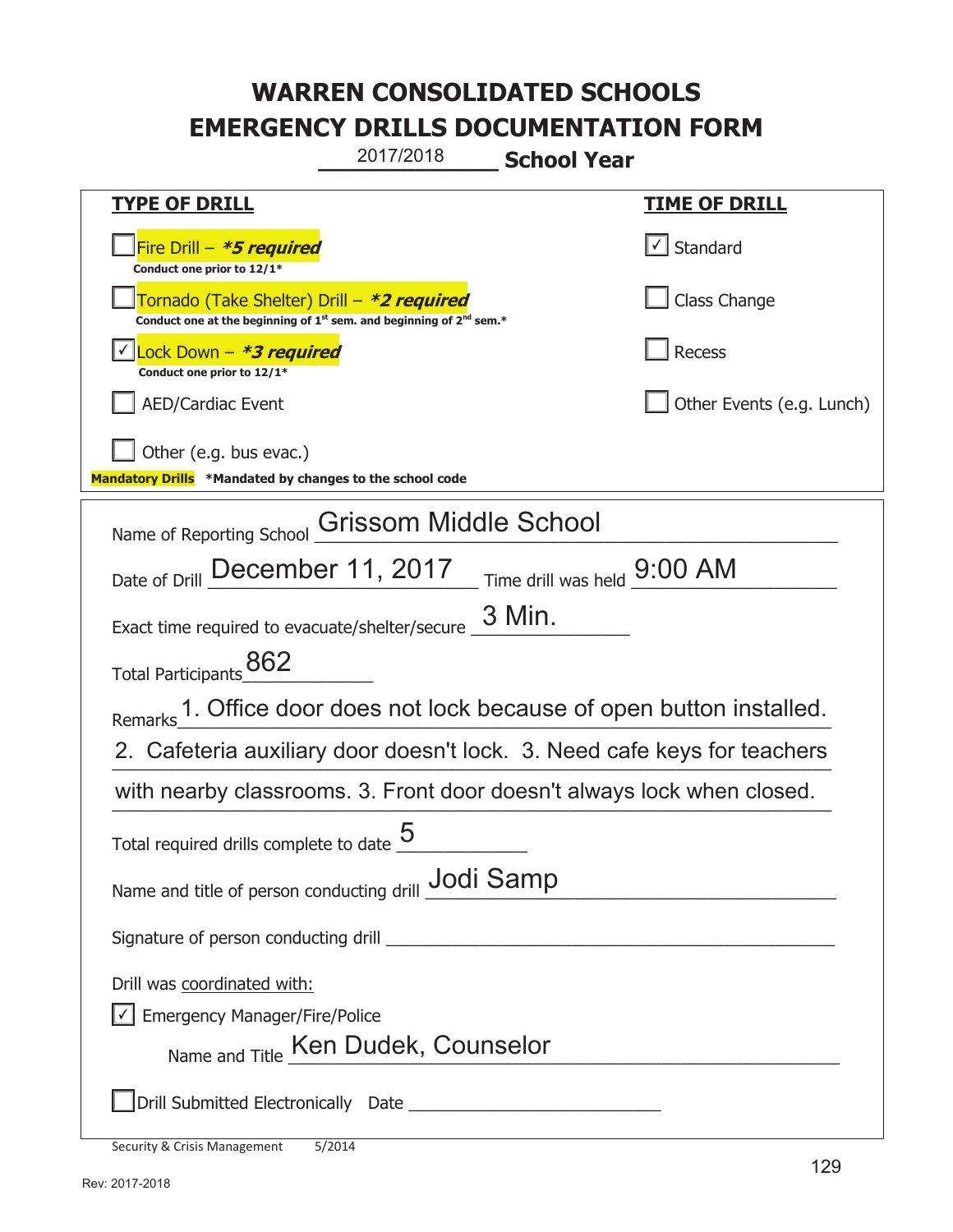# WARREN CONSOLIDATED SCHOOLS
# EMERGENCY DRILLS DOCUMENTATION FORM

2017/2018 **School Year**

| **TYPE OF DRILL** | **TIME OF DRILL** |
|---|---|
| ☐ Fire Drill – ***5 required*** <br> **Conduct one prior to 12/1*** | ☑ Standard |
| ☐ Tornado (Take Shelter) Drill – ***2 required*** <br> **Conduct one at the beginning of 1st sem. and beginning of 2nd sem.*** | ☐ Class Change |
| ☑ Lock Down – ***3 required*** <br> **Conduct one prior to 12/1*** | ☐ Recess |
| ☐ AED/Cardiac Event | ☐ Other Events (e.g. Lunch) |
| ☐ Other (e.g. bus evac.) | |

**Mandatory Drills** ***Mandated by changes to the school code**

Name of Reporting School: Grissom Middle School

Date of Drill: December 11, 2017 Time drill was held: 9:00 AM

Exact time required to evacuate/shelter/secure: 3 Min.

Total Participants: 862

Remarks: 1. Office door does not lock because of open button installed. 2. Cafeteria auxiliary door doesn't lock. 3. Need cafe keys for teachers with nearby classrooms. 3. Front door doesn't always lock when closed.

Total required drills complete to date: 5

Name and title of person conducting drill: Jodi Samp

Signature of person conducting drill: ______________________

Drill was coordinated with:

☑ Emergency Manager/Fire/Police

Name and Title: Ken Dudek, Counselor

☐ Drill Submitted Electronically Date ______________________

Security & Crisis Management 5/2014

Rev: 2017-2018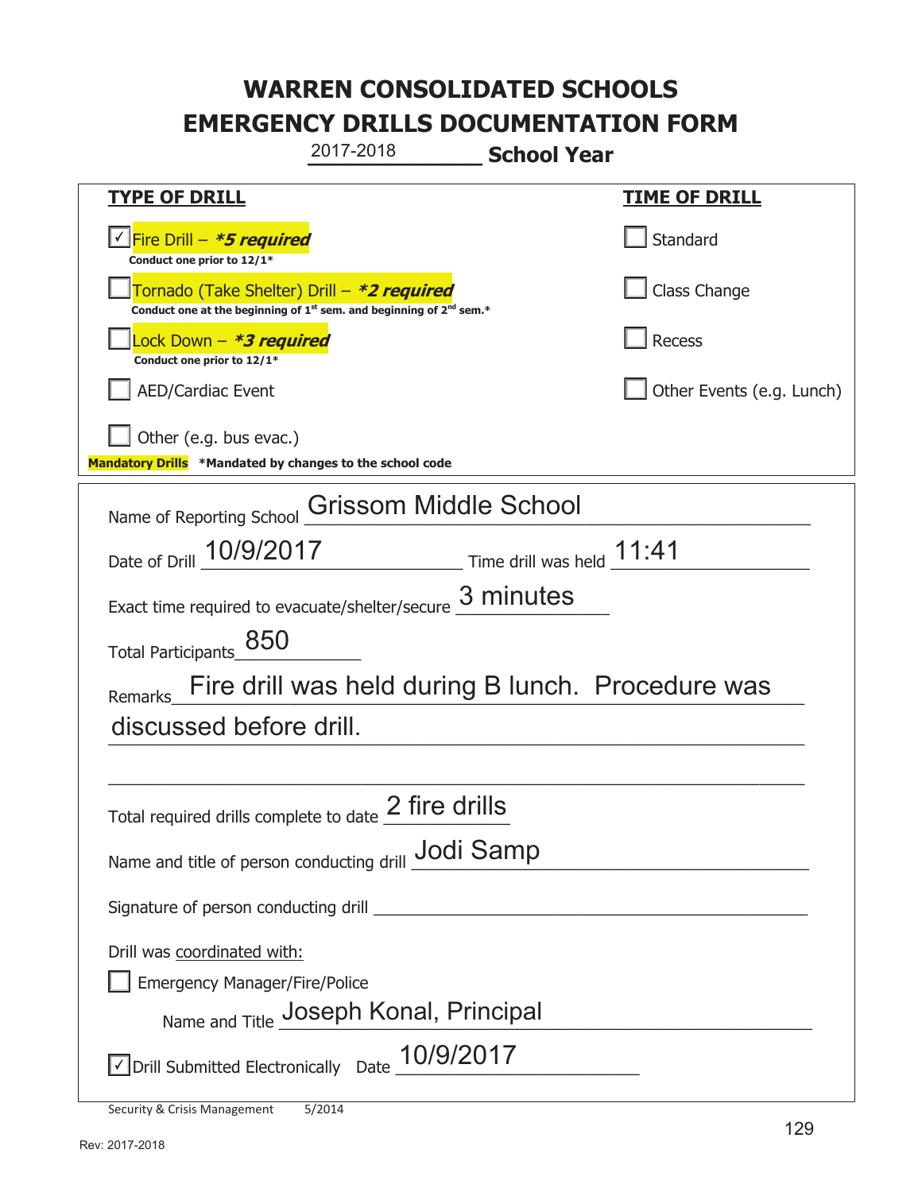# WARREN CONSOLIDATED SCHOOLS
# EMERGENCY DRILLS DOCUMENTATION FORM

2017-2018 **School Year**

| **TYPE OF DRILL** | **TIME OF DRILL** |
|---|---|
| ☑ Fire Drill – ***5 required*** <br> **Conduct one prior to 12/1*** | ☐ Standard |
| ☐ Tornado (Take Shelter) Drill – ***2 required*** <br> **Conduct one at the beginning of 1st sem. and beginning of 2nd sem.*** | ☐ Class Change |
| ☐ Lock Down – ***3 required*** <br> **Conduct one prior to 12/1*** | ☐ Recess |
| ☐ AED/Cardiac Event | ☐ Other Events (e.g. Lunch) |
| ☐ Other (e.g. bus evac.) | |

**Mandatory Drills** ***Mandated by changes to the school code**

Name of Reporting School: Grissom Middle School

Date of Drill: 10/9/2017 Time drill was held: 11:41

Exact time required to evacuate/shelter/secure: 3 minutes

Total Participants: 850

Remarks: Fire drill was held during B lunch. Procedure was discussed before drill.

Total required drills complete to date: 2 fire drills

Name and title of person conducting drill: Jodi Samp

Signature of person conducting drill: ______

Drill was coordinated with:

☐ Emergency Manager/Fire/Police

Name and Title: Joseph Konal, Principal

☑ Drill Submitted Electronically Date: 10/9/2017

Security & Crisis Management 5/2014

Rev: 2017-2018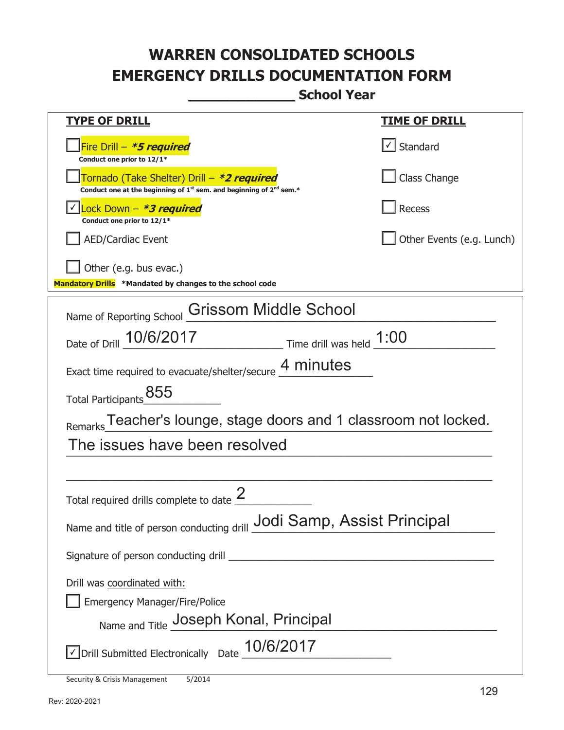# WARREN CONSOLIDATED SCHOOLS
# EMERGENCY DRILLS DOCUMENTATION FORM
## _____________ School Year

| **TYPE OF DRILL** | **TIME OF DRILL** |
|---|---|
| ☐ Fire Drill – ***5 required** <br> **Conduct one prior to 12/1*** | ☑ Standard |
| ☐ Tornado (Take Shelter) Drill – ***2 required** <br> **Conduct one at the beginning of 1st sem. and beginning of 2nd sem.*** | ☐ Class Change |
| ☑ Lock Down – ***3 required** <br> **Conduct one prior to 12/1*** | ☐ Recess |
| ☐ AED/Cardiac Event | ☐ Other Events (e.g. Lunch) |
| ☐ Other (e.g. bus evac.) | |

**Mandatory Drills** ***Mandated by changes to the school code**

Name of Reporting School: Grissom Middle School

Date of Drill: 10/6/2017   Time drill was held: 1:00

Exact time required to evacuate/shelter/secure: 4 minutes

Total Participants: 855

Remarks: Teacher's lounge, stage doors and 1 classroom not locked. The issues have been resolved

Total required drills complete to date: 2

Name and title of person conducting drill: Jodi Samp, Assist Principal

Signature of person conducting drill: ______________________________

Drill was coordinated with:

☐ Emergency Manager/Fire/Police

Name and Title: Joseph Konal, Principal

☑ Drill Submitted Electronically   Date: 10/6/2017

Security & Crisis Management   5/2014

Rev: 2020-2021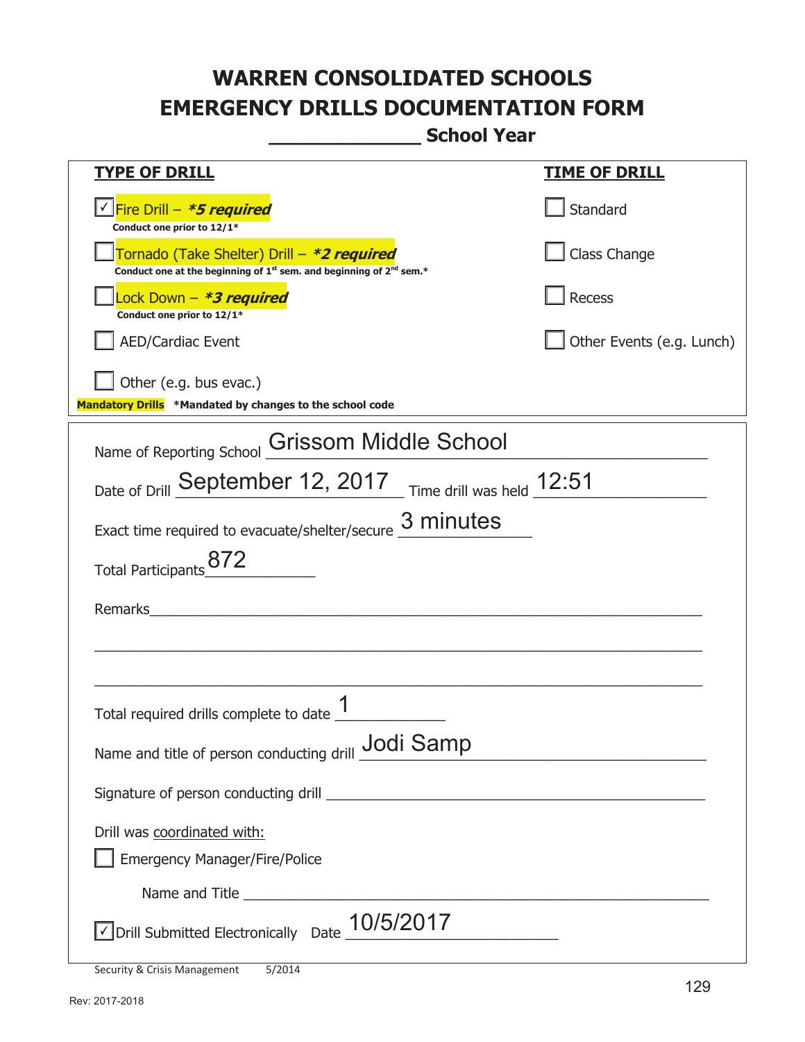# WARREN CONSOLIDATED SCHOOLS
# EMERGENCY DRILLS DOCUMENTATION FORM
## _____________ School Year

| **TYPE OF DRILL** | **TIME OF DRILL** |
| --- | --- |
| ☑ Fire Drill – ***5 required*** <br> **Conduct one prior to 12/1*** | ☐ Standard |
| ☐ Tornado (Take Shelter) Drill – ***2 required*** <br> **Conduct one at the beginning of 1st sem. and beginning of 2nd sem.*** | ☐ Class Change |
| ☐ Lock Down – ***3 required*** <br> **Conduct one prior to 12/1*** | ☐ Recess |
| ☐ AED/Cardiac Event | ☐ Other Events (e.g. Lunch) |
| ☐ Other (e.g. bus evac.) | |

**Mandatory Drills** ***Mandated by changes to the school code**

Name of Reporting School: Grissom Middle School

Date of Drill: September 12, 2017 Time drill was held: 12:51

Exact time required to evacuate/shelter/secure: 3 minutes

Total Participants: 872

Remarks: ____________________________________________

____________________________________________

____________________________________________

Total required drills complete to date: 1

Name and title of person conducting drill: Jodi Samp

Signature of person conducting drill: ____________________________________________

Drill was coordinated with:

☐ Emergency Manager/Fire/Police

Name and Title ____________________________________________

☑ Drill Submitted Electronically Date: 10/5/2017

Security & Crisis Management 5/2014

Rev: 2017-2018